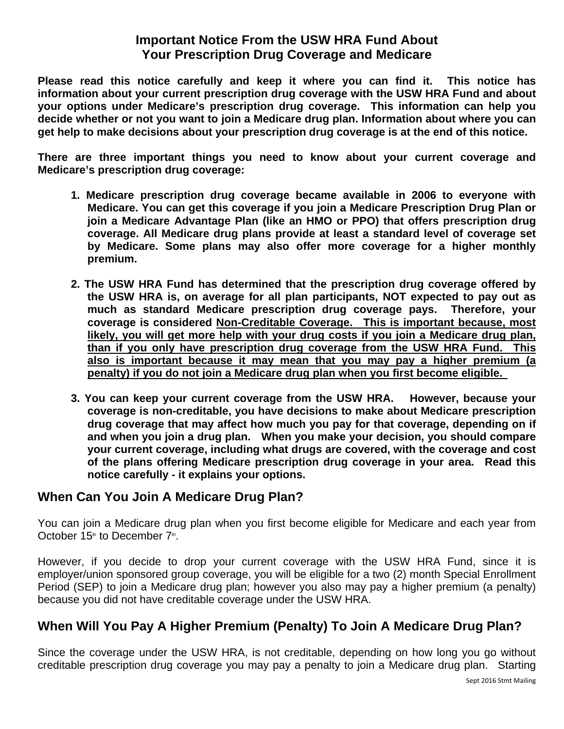# Important Notice From the USW HRA Fund About Your Prescription Drug Coverage and Medicare

**Please read this notice carefully and keep it where you can find it. This notice has information about your current prescription drug coverage with the USW HRA Fund and about your options under Medicare's prescription drug coverage. This information can help you decide whether or not you want to join a Medicare drug plan. Information about where you can get help to make decisions about your prescription drug coverage is at the end of this notice.**

**There are three important things you need to know about your current coverage and Medicare's prescription drug coverage:**

1. **Medicare prescription drug coverage became available in 2006 to everyone with Medicare. You can get this coverage if you join a Medicare Prescription Drug Plan or join a Medicare Advantage Plan (like an HMO or PPO) that offers prescription drug coverage. All Medicare drug plans provide at least a standard level of coverage set by Medicare. Some plans may also offer more coverage for a higher monthly premium.**

2. **The USW HRA Fund has determined that the prescription drug coverage offered by the USW HRA is, on average for all plan participants, NOT expected to pay out as much as standard Medicare prescription drug coverage pays. Therefore, your coverage is considered <u>Non-Creditable Coverage.</u> <u>This is important because, most likely, you will get more help with your drug costs if you join a Medicare drug plan, than if you only have prescription drug coverage from the USW HRA Fund. This also is important because it may mean that you may pay a higher premium (a penalty) if you do not join a Medicare drug plan when you first become eligible.</u>**

3. **You can keep your current coverage from the USW HRA. However, because your coverage is non-creditable, you have decisions to make about Medicare prescription drug coverage that may affect how much you pay for that coverage, depending on if and when you join a drug plan. When you make your decision, you should compare your current coverage, including what drugs are covered, with the coverage and cost of the plans offering Medicare prescription drug coverage in your area. Read this notice carefully - it explains your options.**

## When Can You Join A Medicare Drug Plan?

You can join a Medicare drug plan when you first become eligible for Medicare and each year from October 15th to December 7th.

However, if you decide to drop your current coverage with the USW HRA Fund, since it is employer/union sponsored group coverage, you will be eligible for a two (2) month Special Enrollment Period (SEP) to join a Medicare drug plan; however you also may pay a higher premium (a penalty) because you did not have creditable coverage under the USW HRA.

## When Will You Pay A Higher Premium (Penalty) To Join A Medicare Drug Plan?

Since the coverage under the USW HRA, is not creditable, depending on how long you go without creditable prescription drug coverage you may pay a penalty to join a Medicare drug plan. Starting

Sept 2016 Stmt Mailing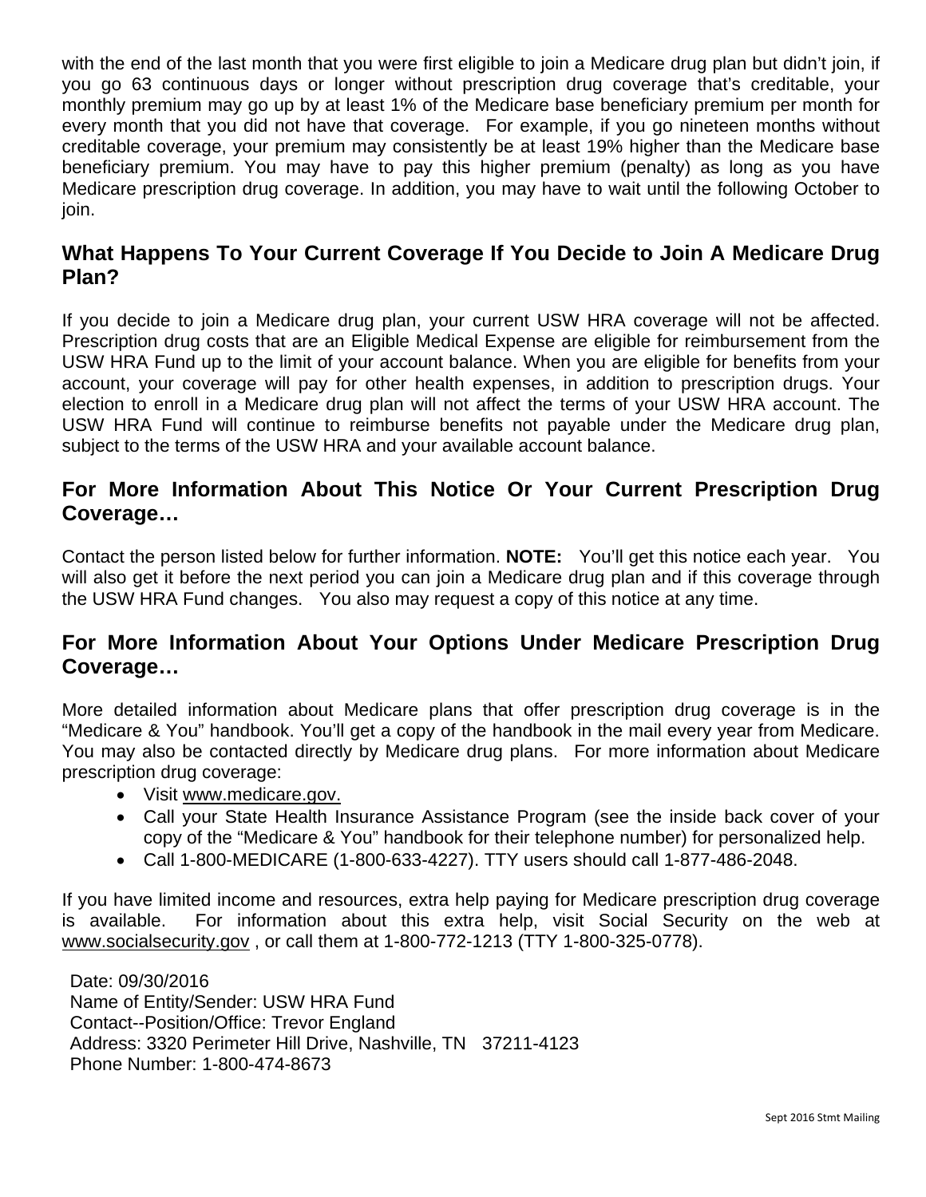with the end of the last month that you were first eligible to join a Medicare drug plan but didn't join, if you go 63 continuous days or longer without prescription drug coverage that's creditable, your monthly premium may go up by at least 1% of the Medicare base beneficiary premium per month for every month that you did not have that coverage. For example, if you go nineteen months without creditable coverage, your premium may consistently be at least 19% higher than the Medicare base beneficiary premium. You may have to pay this higher premium (penalty) as long as you have Medicare prescription drug coverage. In addition, you may have to wait until the following October to join.

## What Happens To Your Current Coverage If You Decide to Join A Medicare Drug Plan?

If you decide to join a Medicare drug plan, your current USW HRA coverage will not be affected. Prescription drug costs that are an Eligible Medical Expense are eligible for reimbursement from the USW HRA Fund up to the limit of your account balance. When you are eligible for benefits from your account, your coverage will pay for other health expenses, in addition to prescription drugs. Your election to enroll in a Medicare drug plan will not affect the terms of your USW HRA account. The USW HRA Fund will continue to reimburse benefits not payable under the Medicare drug plan, subject to the terms of the USW HRA and your available account balance.

## For More Information About This Notice Or Your Current Prescription Drug Coverage…

Contact the person listed below for further information. **NOTE:** You'll get this notice each year. You will also get it before the next period you can join a Medicare drug plan and if this coverage through the USW HRA Fund changes. You also may request a copy of this notice at any time.

## For More Information About Your Options Under Medicare Prescription Drug Coverage…

More detailed information about Medicare plans that offer prescription drug coverage is in the "Medicare & You" handbook. You'll get a copy of the handbook in the mail every year from Medicare. You may also be contacted directly by Medicare drug plans. For more information about Medicare prescription drug coverage:

- Visit www.medicare.gov.
- Call your State Health Insurance Assistance Program (see the inside back cover of your copy of the "Medicare & You" handbook for their telephone number) for personalized help.
- Call 1-800-MEDICARE (1-800-633-4227). TTY users should call 1-877-486-2048.

If you have limited income and resources, extra help paying for Medicare prescription drug coverage is available. For information about this extra help, visit Social Security on the web at www.socialsecurity.gov , or call them at 1-800-772-1213 (TTY 1-800-325-0778).

Date: 09/30/2016
Name of Entity/Sender: USW HRA Fund
Contact--Position/Office: Trevor England
Address: 3320 Perimeter Hill Drive, Nashville, TN 37211-4123
Phone Number: 1-800-474-8673

Sept 2016 Stmt Mailing